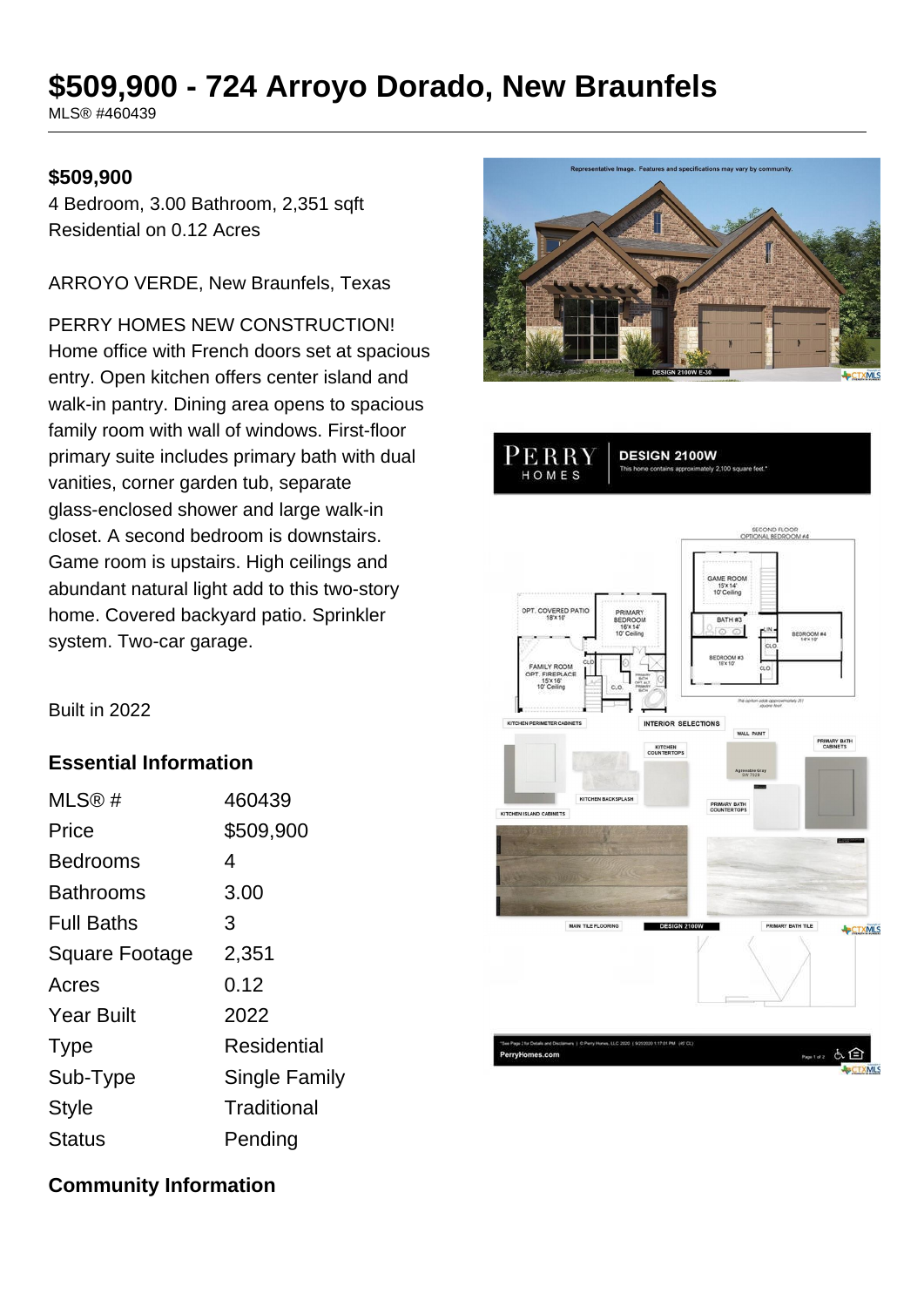# $509,900 - 724 Arroyo Dorado, New Braunfels

MLS® #460439

**$509,900**

4 Bedroom, 3.00 Bathroom, 2,351 sqft
Residential on 0.12 Acres

ARROYO VERDE, New Braunfels, Texas

PERRY HOMES NEW CONSTRUCTION! Home office with French doors set at spacious entry. Open kitchen offers center island and walk-in pantry. Dining area opens to spacious family room with wall of windows. First-floor primary suite includes primary bath with dual vanities, corner garden tub, separate glass-enclosed shower and large walk-in closet. A second bedroom is downstairs. Game room is upstairs. High ceilings and abundant natural light add to this two-story home. Covered backyard patio. Sprinkler system. Two-car garage.

Built in 2022

## Essential Information

| | |
|---|---|
| MLS® # | 460439 |
| Price | $509,900 |
| Bedrooms | 4 |
| Bathrooms | 3.00 |
| Full Baths | 3 |
| Square Footage | 2,351 |
| Acres | 0.12 |
| Year Built | 2022 |
| Type | Residential |
| Sub-Type | Single Family |
| Style | Traditional |
| Status | Pending |

## Community Information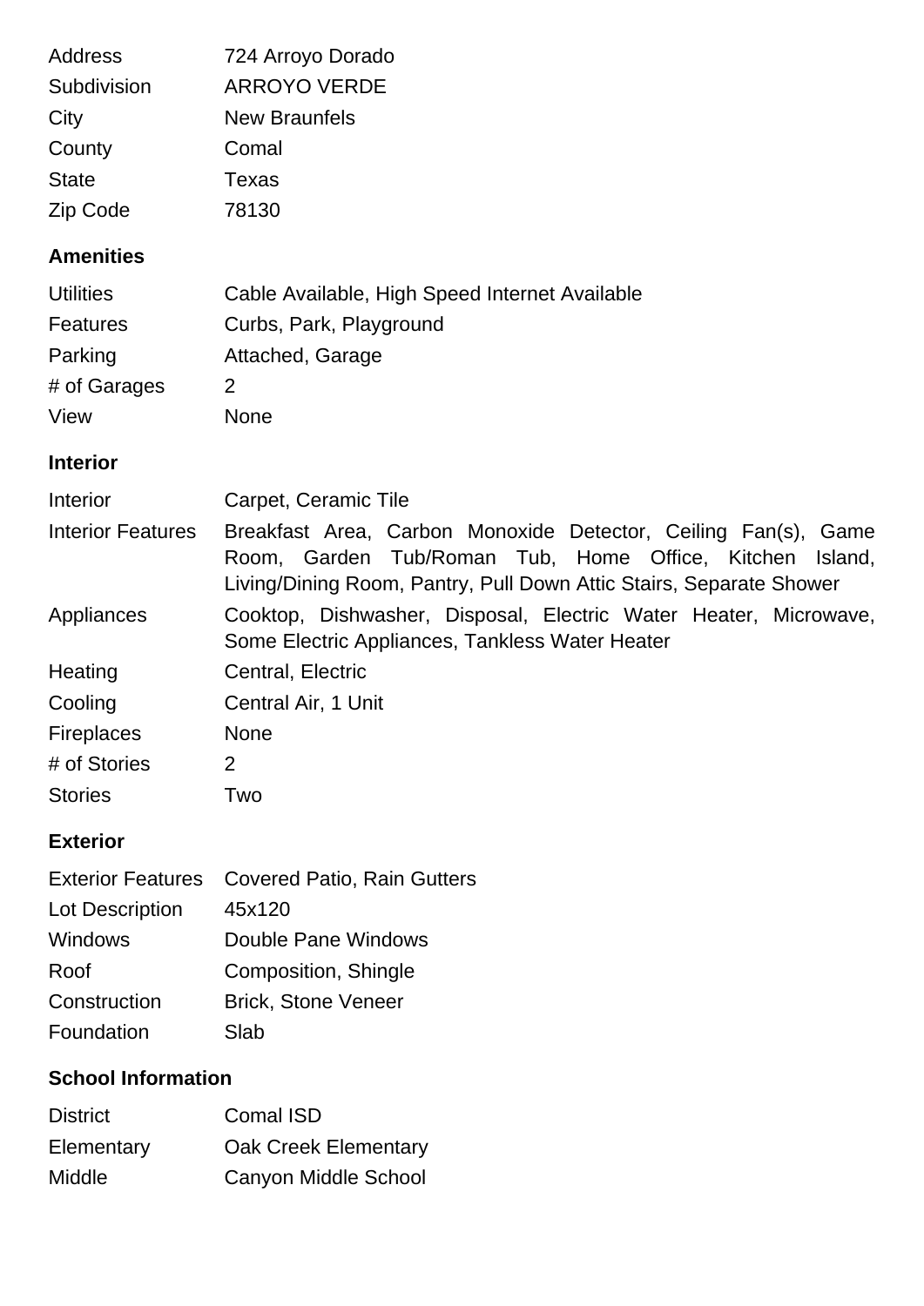| | |
|---|---|
| Address | 724 Arroyo Dorado |
| Subdivision | ARROYO VERDE |
| City | New Braunfels |
| County | Comal |
| State | Texas |
| Zip Code | 78130 |

## Amenities

| | |
|---|---|
| Utilities | Cable Available, High Speed Internet Available |
| Features | Curbs, Park, Playground |
| Parking | Attached, Garage |
| # of Garages | 2 |
| View | None |

## Interior

| | |
|---|---|
| Interior | Carpet, Ceramic Tile |
| Interior Features | Breakfast Area, Carbon Monoxide Detector, Ceiling Fan(s), Game Room, Garden Tub/Roman Tub, Home Office, Kitchen Island, Living/Dining Room, Pantry, Pull Down Attic Stairs, Separate Shower |
| Appliances | Cooktop, Dishwasher, Disposal, Electric Water Heater, Microwave, Some Electric Appliances, Tankless Water Heater |
| Heating | Central, Electric |
| Cooling | Central Air, 1 Unit |
| Fireplaces | None |
| # of Stories | 2 |
| Stories | Two |

## Exterior

| | |
|---|---|
| Exterior Features | Covered Patio, Rain Gutters |
| Lot Description | 45x120 |
| Windows | Double Pane Windows |
| Roof | Composition, Shingle |
| Construction | Brick, Stone Veneer |
| Foundation | Slab |

## School Information

| | |
|---|---|
| District | Comal ISD |
| Elementary | Oak Creek Elementary |
| Middle | Canyon Middle School |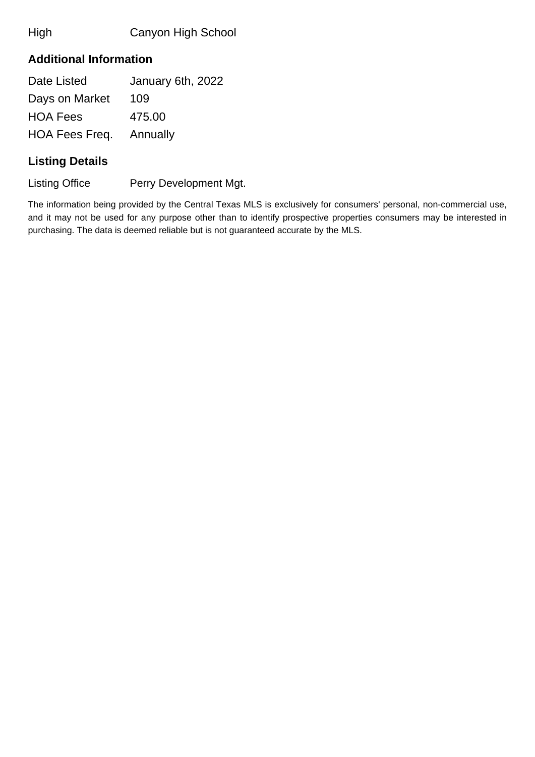| | |
|---|---|
| High | Canyon High School |

## Additional Information

| | |
|---|---|
| Date Listed | January 6th, 2022 |
| Days on Market | 109 |
| HOA Fees | 475.00 |
| HOA Fees Freq. | Annually |

## Listing Details

| | |
|---|---|
| Listing Office | Perry Development Mgt. |

The information being provided by the Central Texas MLS is exclusively for consumers' personal, non-commercial use, and it may not be used for any purpose other than to identify prospective properties consumers may be interested in purchasing. The data is deemed reliable but is not guaranteed accurate by the MLS.